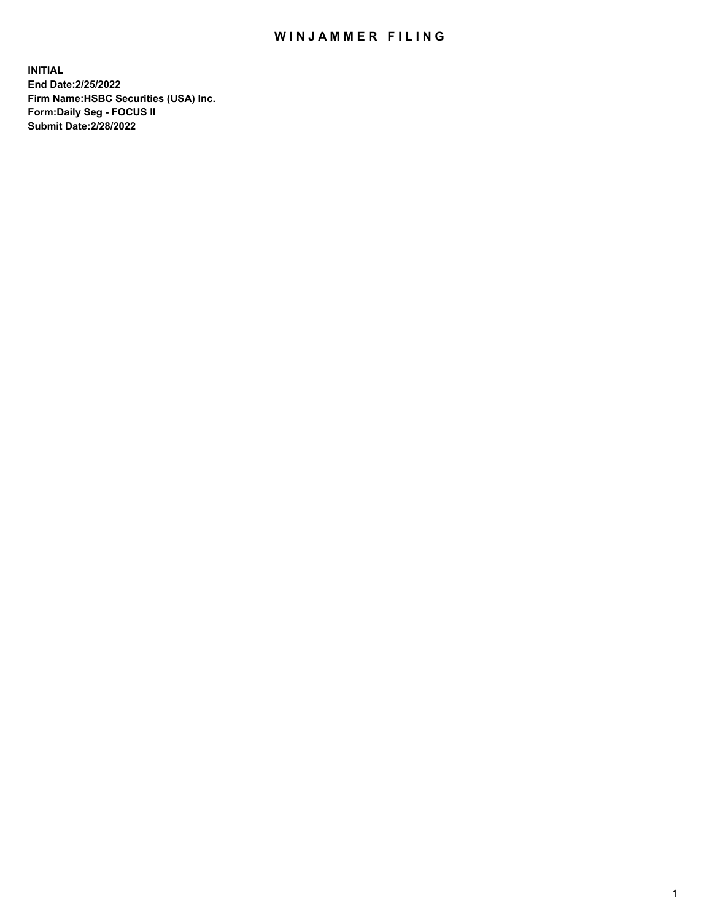# WINJAMMER FILING

**INITIAL**
**End Date:2/25/2022**
**Firm Name:HSBC Securities (USA) Inc.**
**Form:Daily Seg - FOCUS II**
**Submit Date:2/28/2022**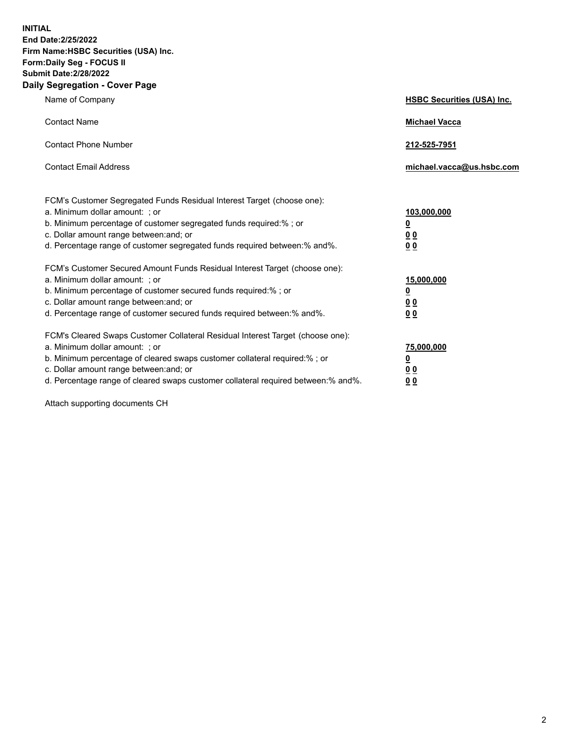**INITIAL**
**End Date:2/25/2022**
**Firm Name:HSBC Securities (USA) Inc.**
**Form:Daily Seg - FOCUS II**
**Submit Date:2/28/2022**

## Daily Segregation - Cover Page

| | |
|---|---|
| Name of Company | **HSBC Securities (USA) Inc.** |
| Contact Name | **Michael Vacca** |
| Contact Phone Number | **212-525-7951** |
| Contact Email Address | **michael.vacca@us.hsbc.com** |

| | |
|---|---|
| FCM's Customer Segregated Funds Residual Interest Target (choose one): | |
| a. Minimum dollar amount: ; or | **103,000,000** |
| b. Minimum percentage of customer segregated funds required:% ; or | **0** |
| c. Dollar amount range between:and; or | **0 0** |
| d. Percentage range of customer segregated funds required between:% and%. | **0 0** |
| FCM's Customer Secured Amount Funds Residual Interest Target (choose one): | |
| a. Minimum dollar amount: ; or | **15,000,000** |
| b. Minimum percentage of customer secured funds required:% ; or | **0** |
| c. Dollar amount range between:and; or | **0 0** |
| d. Percentage range of customer secured funds required between:% and%. | **0 0** |
| FCM's Cleared Swaps Customer Collateral Residual Interest Target (choose one): | |
| a. Minimum dollar amount: ; or | **75,000,000** |
| b. Minimum percentage of cleared swaps customer collateral required:% ; or | **0** |
| c. Dollar amount range between:and; or | **0 0** |
| d. Percentage range of cleared swaps customer collateral required between:% and%. | **0 0** |

Attach supporting documents CH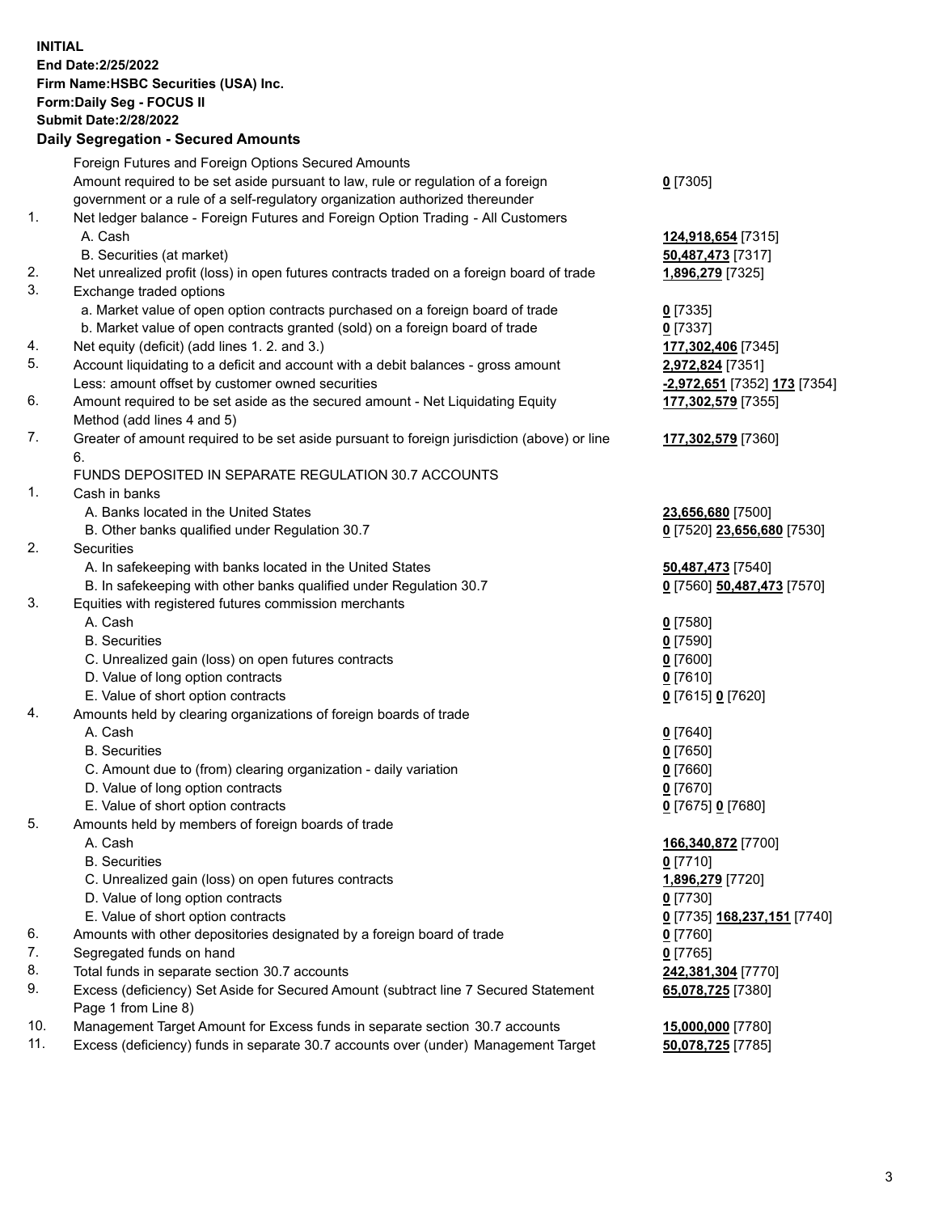**INITIAL**
**End Date:2/25/2022**
**Firm Name:HSBC Securities (USA) Inc.**
**Form:Daily Seg - FOCUS II**
**Submit Date:2/28/2022**

## Daily Segregation - Secured Amounts

| | | |
|---|---|---|
| | Foreign Futures and Foreign Options Secured Amounts | |
| | Amount required to be set aside pursuant to law, rule or regulation of a foreign government or a rule of a self-regulatory organization authorized thereunder | **0** [7305] |
| 1. | Net ledger balance - Foreign Futures and Foreign Option Trading - All Customers | |
| | A. Cash | **124,918,654** [7315] |
| | B. Securities (at market) | **50,487,473** [7317] |
| 2. | Net unrealized profit (loss) in open futures contracts traded on a foreign board of trade | **1,896,279** [7325] |
| 3. | Exchange traded options | |
| | a. Market value of open option contracts purchased on a foreign board of trade | **0** [7335] |
| | b. Market value of open contracts granted (sold) on a foreign board of trade | **0** [7337] |
| 4. | Net equity (deficit) (add lines 1. 2. and 3.) | **177,302,406** [7345] |
| 5. | Account liquidating to a deficit and account with a debit balances - gross amount | **2,972,824** [7351] |
| | Less: amount offset by customer owned securities | **-2,972,651** [7352] **173** [7354] |
| 6. | Amount required to be set aside as the secured amount - Net Liquidating Equity Method (add lines 4 and 5) | **177,302,579** [7355] |
| 7. | Greater of amount required to be set aside pursuant to foreign jurisdiction (above) or line 6. | **177,302,579** [7360] |
| | FUNDS DEPOSITED IN SEPARATE REGULATION 30.7 ACCOUNTS | |
| 1. | Cash in banks | |
| | A. Banks located in the United States | **23,656,680** [7500] |
| | B. Other banks qualified under Regulation 30.7 | **0** [7520] **23,656,680** [7530] |
| 2. | Securities | |
| | A. In safekeeping with banks located in the United States | **50,487,473** [7540] |
| | B. In safekeeping with other banks qualified under Regulation 30.7 | **0** [7560] **50,487,473** [7570] |
| 3. | Equities with registered futures commission merchants | |
| | A. Cash | **0** [7580] |
| | B. Securities | **0** [7590] |
| | C. Unrealized gain (loss) on open futures contracts | **0** [7600] |
| | D. Value of long option contracts | **0** [7610] |
| | E. Value of short option contracts | **0** [7615] **0** [7620] |
| 4. | Amounts held by clearing organizations of foreign boards of trade | |
| | A. Cash | **0** [7640] |
| | B. Securities | **0** [7650] |
| | C. Amount due to (from) clearing organization - daily variation | **0** [7660] |
| | D. Value of long option contracts | **0** [7670] |
| | E. Value of short option contracts | **0** [7675] **0** [7680] |
| 5. | Amounts held by members of foreign boards of trade | |
| | A. Cash | **166,340,872** [7700] |
| | B. Securities | **0** [7710] |
| | C. Unrealized gain (loss) on open futures contracts | **1,896,279** [7720] |
| | D. Value of long option contracts | **0** [7730] |
| | E. Value of short option contracts | **0** [7735] **168,237,151** [7740] |
| 6. | Amounts with other depositories designated by a foreign board of trade | **0** [7760] |
| 7. | Segregated funds on hand | **0** [7765] |
| 8. | Total funds in separate section 30.7 accounts | **242,381,304** [7770] |
| 9. | Excess (deficiency) Set Aside for Secured Amount (subtract line 7 Secured Statement Page 1 from Line 8) | **65,078,725** [7380] |
| 10. | Management Target Amount for Excess funds in separate section 30.7 accounts | **15,000,000** [7780] |
| 11. | Excess (deficiency) funds in separate 30.7 accounts over (under) Management Target | **50,078,725** [7785] |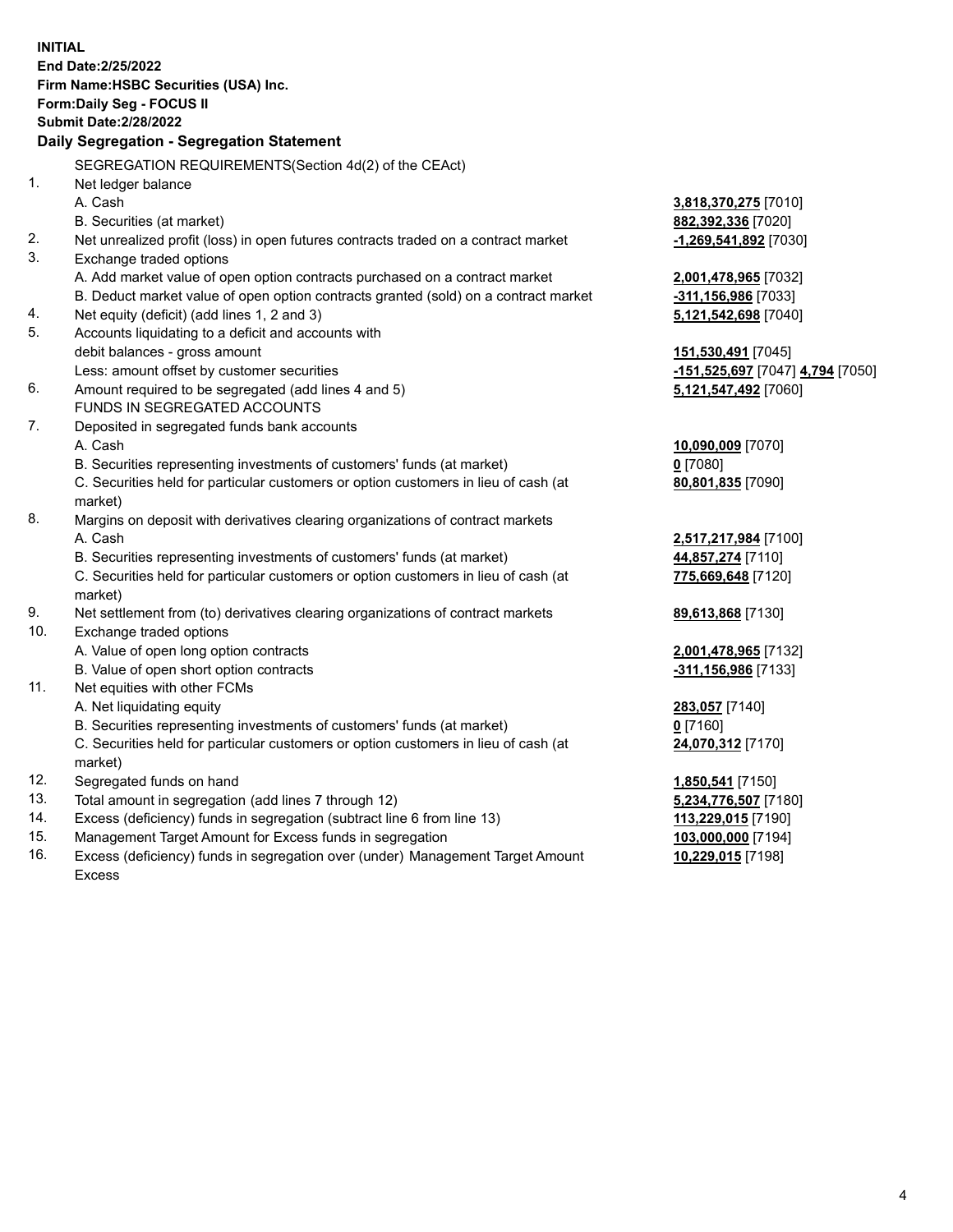**INITIAL**
**End Date:2/25/2022**
**Firm Name:HSBC Securities (USA) Inc.**
**Form:Daily Seg - FOCUS II**
**Submit Date:2/28/2022**

**Daily Segregation - Segregation Statement**

| | | |
|---|---|---|
| | SEGREGATION REQUIREMENTS(Section 4d(2) of the CEAct) | |
| 1. | Net ledger balance | |
| | A. Cash | **3,818,370,275** [7010] |
| | B. Securities (at market) | **882,392,336** [7020] |
| 2. | Net unrealized profit (loss) in open futures contracts traded on a contract market | **-1,269,541,892** [7030] |
| 3. | Exchange traded options | |
| | A. Add market value of open option contracts purchased on a contract market | **2,001,478,965** [7032] |
| | B. Deduct market value of open option contracts granted (sold) on a contract market | **-311,156,986** [7033] |
| 4. | Net equity (deficit) (add lines 1, 2 and 3) | **5,121,542,698** [7040] |
| 5. | Accounts liquidating to a deficit and accounts with debit balances - gross amount | **151,530,491** [7045] |
| | Less: amount offset by customer securities | **-151,525,697** [7047] **4,794** [7050] |
| 6. | Amount required to be segregated (add lines 4 and 5) | **5,121,547,492** [7060] |
| | FUNDS IN SEGREGATED ACCOUNTS | |
| 7. | Deposited in segregated funds bank accounts | |
| | A. Cash | **10,090,009** [7070] |
| | B. Securities representing investments of customers' funds (at market) | **0** [7080] |
| | C. Securities held for particular customers or option customers in lieu of cash (at market) | **80,801,835** [7090] |
| 8. | Margins on deposit with derivatives clearing organizations of contract markets | |
| | A. Cash | **2,517,217,984** [7100] |
| | B. Securities representing investments of customers' funds (at market) | **44,857,274** [7110] |
| | C. Securities held for particular customers or option customers in lieu of cash (at market) | **775,669,648** [7120] |
| 9. | Net settlement from (to) derivatives clearing organizations of contract markets | **89,613,868** [7130] |
| 10. | Exchange traded options | |
| | A. Value of open long option contracts | **2,001,478,965** [7132] |
| | B. Value of open short option contracts | **-311,156,986** [7133] |
| 11. | Net equities with other FCMs | |
| | A. Net liquidating equity | **283,057** [7140] |
| | B. Securities representing investments of customers' funds (at market) | **0** [7160] |
| | C. Securities held for particular customers or option customers in lieu of cash (at market) | **24,070,312** [7170] |
| 12. | Segregated funds on hand | **1,850,541** [7150] |
| 13. | Total amount in segregation (add lines 7 through 12) | **5,234,776,507** [7180] |
| 14. | Excess (deficiency) funds in segregation (subtract line 6 from line 13) | **113,229,015** [7190] |
| 15. | Management Target Amount for Excess funds in segregation | **103,000,000** [7194] |
| 16. | Excess (deficiency) funds in segregation over (under) Management Target Amount Excess | **10,229,015** [7198] |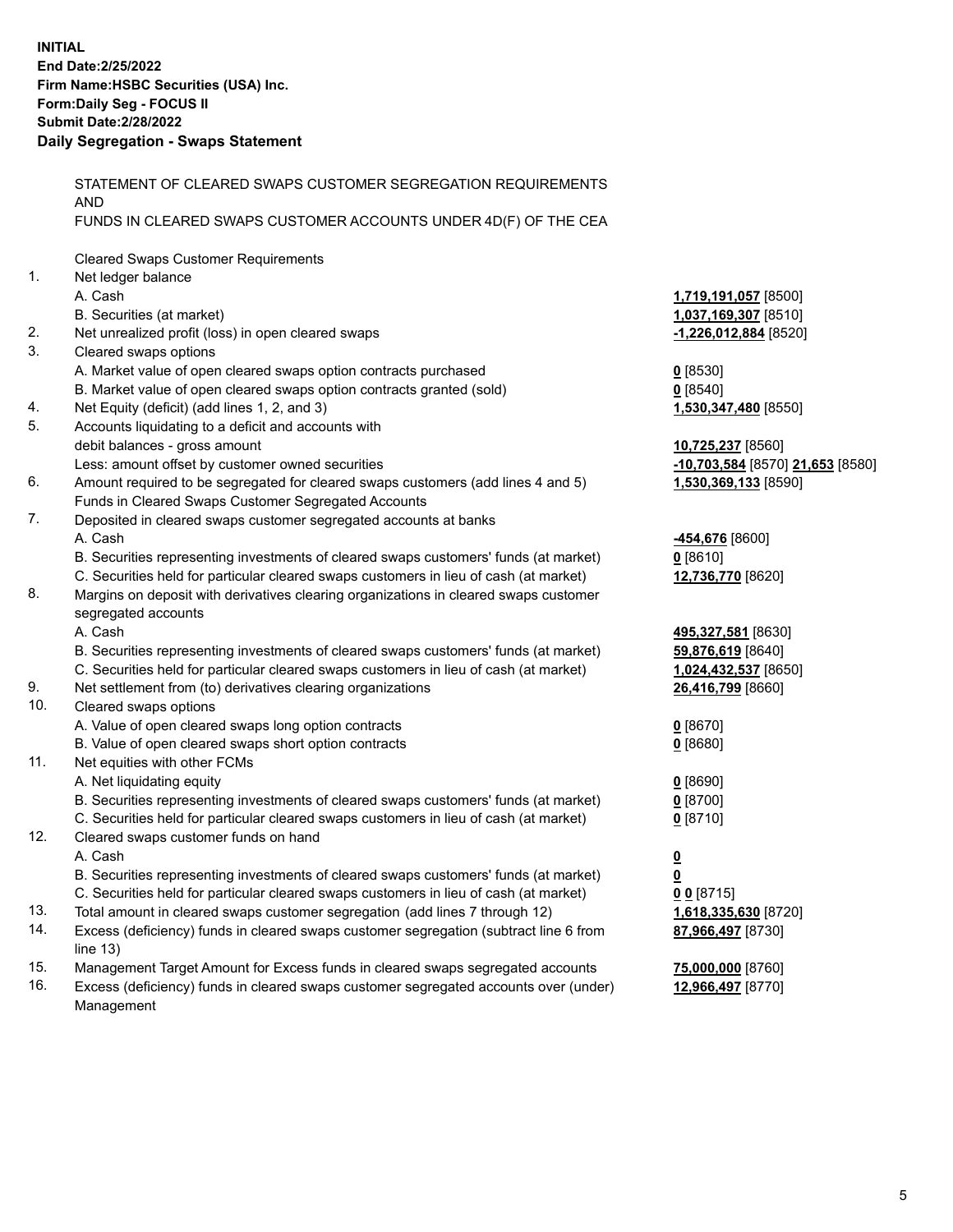**INITIAL**
**End Date:2/25/2022**
**Firm Name:HSBC Securities (USA) Inc.**
**Form:Daily Seg - FOCUS II**
**Submit Date:2/28/2022**
**Daily Segregation - Swaps Statement**

STATEMENT OF CLEARED SWAPS CUSTOMER SEGREGATION REQUIREMENTS AND
FUNDS IN CLEARED SWAPS CUSTOMER ACCOUNTS UNDER 4D(F) OF THE CEA

| | | |
|---|---|---|
| | Cleared Swaps Customer Requirements | |
| 1. | Net ledger balance | |
| | A. Cash | **1,719,191,057** [8500] |
| | B. Securities (at market) | **1,037,169,307** [8510] |
| 2. | Net unrealized profit (loss) in open cleared swaps | **-1,226,012,884** [8520] |
| 3. | Cleared swaps options | |
| | A. Market value of open cleared swaps option contracts purchased | **0** [8530] |
| | B. Market value of open cleared swaps option contracts granted (sold) | **0** [8540] |
| 4. | Net Equity (deficit) (add lines 1, 2, and 3) | **1,530,347,480** [8550] |
| 5. | Accounts liquidating to a deficit and accounts with debit balances - gross amount | **10,725,237** [8560] |
| | Less: amount offset by customer owned securities | **-10,703,584** [8570] **21,653** [8580] |
| 6. | Amount required to be segregated for cleared swaps customers (add lines 4 and 5) | **1,530,369,133** [8590] |
| | Funds in Cleared Swaps Customer Segregated Accounts | |
| 7. | Deposited in cleared swaps customer segregated accounts at banks | |
| | A. Cash | **-454,676** [8600] |
| | B. Securities representing investments of cleared swaps customers' funds (at market) | **0** [8610] |
| | C. Securities held for particular cleared swaps customers in lieu of cash (at market) | **12,736,770** [8620] |
| 8. | Margins on deposit with derivatives clearing organizations in cleared swaps customer segregated accounts | |
| | A. Cash | **495,327,581** [8630] |
| | B. Securities representing investments of cleared swaps customers' funds (at market) | **59,876,619** [8640] |
| | C. Securities held for particular cleared swaps customers in lieu of cash (at market) | **1,024,432,537** [8650] |
| 9. | Net settlement from (to) derivatives clearing organizations | **26,416,799** [8660] |
| 10. | Cleared swaps options | |
| | A. Value of open cleared swaps long option contracts | **0** [8670] |
| | B. Value of open cleared swaps short option contracts | **0** [8680] |
| 11. | Net equities with other FCMs | |
| | A. Net liquidating equity | **0** [8690] |
| | B. Securities representing investments of cleared swaps customers' funds (at market) | **0** [8700] |
| | C. Securities held for particular cleared swaps customers in lieu of cash (at market) | **0** [8710] |
| 12. | Cleared swaps customer funds on hand | |
| | A. Cash | **0** |
| | B. Securities representing investments of cleared swaps customers' funds (at market) | **0** |
| | C. Securities held for particular cleared swaps customers in lieu of cash (at market) | **0** **0** [8715] |
| 13. | Total amount in cleared swaps customer segregation (add lines 7 through 12) | **1,618,335,630** [8720] |
| 14. | Excess (deficiency) funds in cleared swaps customer segregation (subtract line 6 from line 13) | **87,966,497** [8730] |
| 15. | Management Target Amount for Excess funds in cleared swaps segregated accounts | **75,000,000** [8760] |
| 16. | Excess (deficiency) funds in cleared swaps customer segregated accounts over (under) Management | **12,966,497** [8770] |